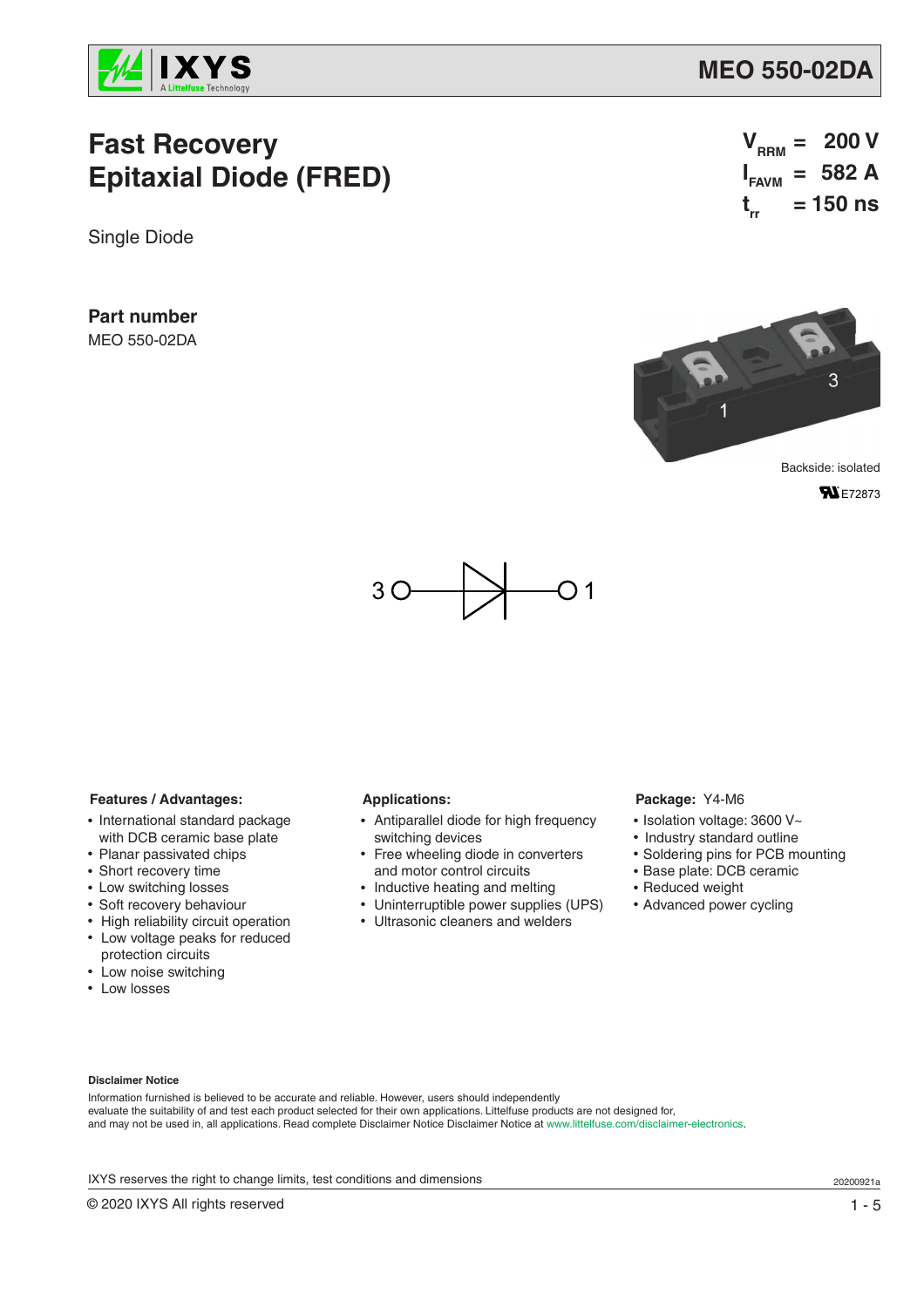# MEO 550-02DA

## Fast Recovery Epitaxial Diode (FRED)

Single Diode

$V_{RRM}$ = 200 V
$I_{FAVM}$ = 582 A
$t_{rr}$ = 150 ns

**Part number**

MEO 550-02DA

Backside: isolated

E72873

**Features / Advantages:**

- International standard package with DCB ceramic base plate
- Planar passivated chips
- Short recovery time
- Low switching losses
- Soft recovery behaviour
- High reliability circuit operation
- Low voltage peaks for reduced protection circuits
- Low noise switching
- Low losses

**Applications:**

- Antiparallel diode for high frequency switching devices
- Free wheeling diode in converters and motor control circuits
- Inductive heating and melting
- Uninterruptible power supplies (UPS)
- Ultrasonic cleaners and welders

**Package:** Y4-M6

- Isolation voltage: 3600 V~
- Industry standard outline
- Soldering pins for PCB mounting
- Base plate: DCB ceramic
- Reduced weight
- Advanced power cycling

**Disclaimer Notice**

Information furnished is believed to be accurate and reliable. However, users should independently evaluate the suitability of and test each product selected for their own applications. Littelfuse products are not designed for, and may not be used in, all applications. Read complete Disclaimer Notice Disclaimer Notice at www.littelfuse.com/disclaimer-electronics.

IXYS reserves the right to change limits, test conditions and dimensions

20200921a

© 2020 IXYS All rights reserved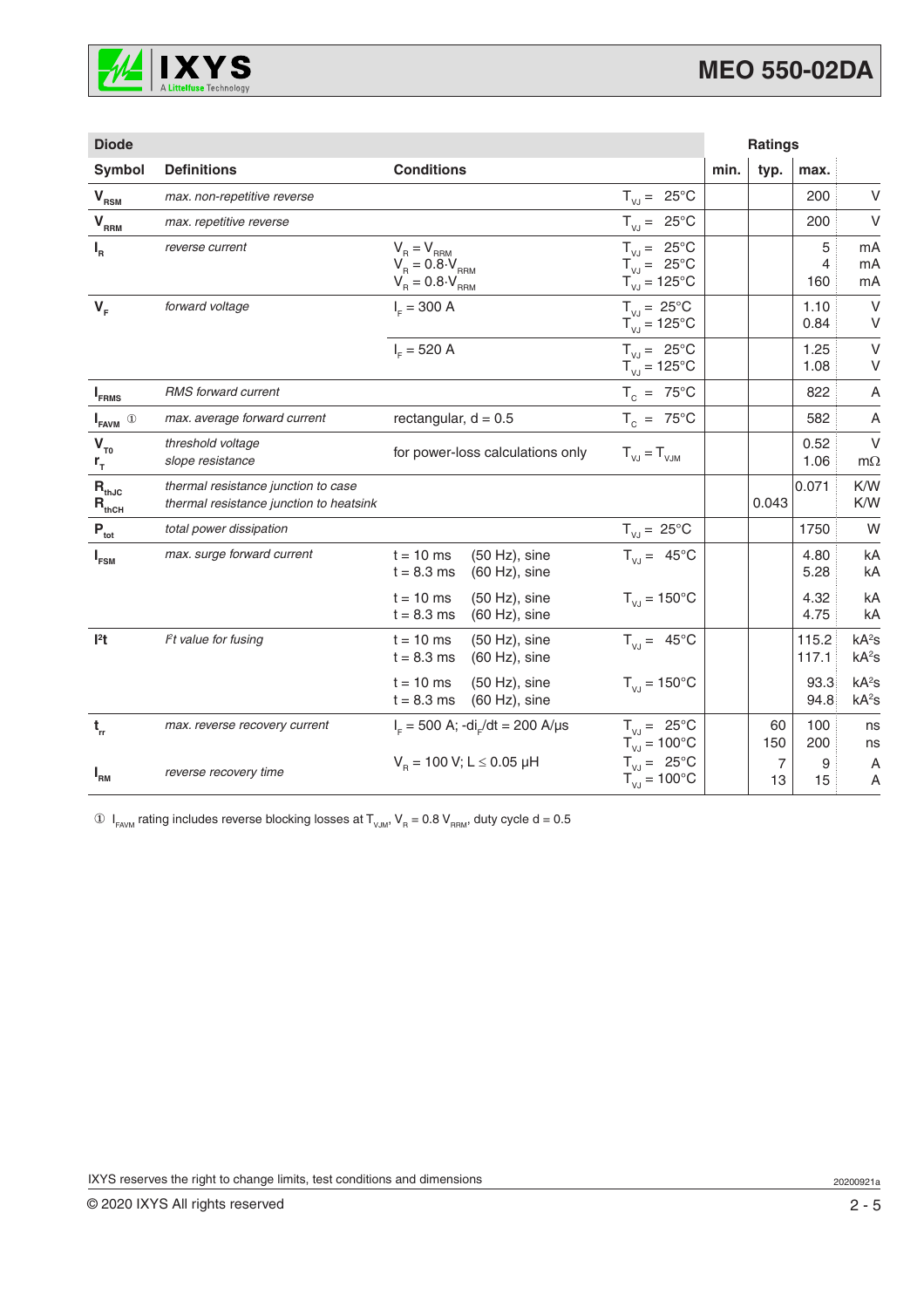## Diode

| Symbol | Definitions | Conditions | | min. | typ. | max. | |
|---|---|---|---|---|---|---|---|
| $V_{RSM}$ | *max. non-repetitive reverse* | | $T_{VJ}$ = 25°C | | | 200 | V |
| $V_{RRM}$ | *max. repetitive reverse* | | $T_{VJ}$ = 25°C | | | 200 | V |
| $I_R$ | *reverse current* | $V_R = V_{RRM}$<br>$V_R = 0.8 \cdot V_{RRM}$<br>$V_R = 0.8 \cdot V_{RRM}$ | $T_{VJ}$ = 25°C<br>$T_{VJ}$ = 25°C<br>$T_{VJ}$ = 125°C | | | 5<br>4<br>160 | mA<br>mA<br>mA |
| $V_F$ | *forward voltage* | $I_F$ = 300 A | $T_{VJ}$ = 25°C<br>$T_{VJ}$ = 125°C | | | 1.10<br>0.84 | V<br>V |
| | | $I_F$ = 520 A | $T_{VJ}$ = 25°C<br>$T_{VJ}$ = 125°C | | | 1.25<br>1.08 | V<br>V |
| $I_{FRMS}$ | *RMS forward current* | | $T_C$ = 75°C | | | 822 | A |
| $I_{FAVM}$ ① | *max. average forward current* | rectangular, d = 0.5 | $T_C$ = 75°C | | | 582 | A |
| $V_{T0}$<br>$r_T$ | *threshold voltage*<br>*slope resistance* | for power-loss calculations only | $T_{VJ} = T_{VJM}$ | | | 0.52<br>1.06 | V<br>mΩ |
| $R_{thJC}$<br>$R_{thCH}$ | *thermal resistance junction to case*<br>*thermal resistance junction to heatsink* | | | | <br>0.043 | 0.071 | K/W<br>K/W |
| $P_{tot}$ | *total power dissipation* | | $T_{VJ}$ = 25°C | | | 1750 | W |
| $I_{FSM}$ | *max. surge forward current* | t = 10 ms (50 Hz), sine<br>t = 8.3 ms (60 Hz), sine | $T_{VJ}$ = 45°C | | | 4.80<br>5.28 | kA<br>kA |
| | | t = 10 ms (50 Hz), sine<br>t = 8.3 ms (60 Hz), sine | $T_{VJ}$ = 150°C | | | 4.32<br>4.75 | kA<br>kA |
| $I^2t$ | *$I^2t$ value for fusing* | t = 10 ms (50 Hz), sine<br>t = 8.3 ms (60 Hz), sine | $T_{VJ}$ = 45°C | | | 115.2<br>117.1 | $kA^2s$<br>$kA^2s$ |
| | | t = 10 ms (50 Hz), sine<br>t = 8.3 ms (60 Hz), sine | $T_{VJ}$ = 150°C | | | 93.3<br>94.8 | $kA^2s$<br>$kA^2s$ |
| $t_{rr}$ | *max. reverse recovery current* | $I_F$ = 500 A; $-di_F/dt$ = 200 A/µs | $T_{VJ}$ = 25°C<br>$T_{VJ}$ = 100°C | | 60<br>150 | 100<br>200 | ns<br>ns |
| $I_{RM}$ | *reverse recovery time* | $V_R$ = 100 V; L ≤ 0.05 µH | $T_{VJ}$ = 25°C<br>$T_{VJ}$ = 100°C | | 7<br>13 | 9<br>15 | A<br>A |

① $I_{FAVM}$ rating includes reverse blocking losses at $T_{VJM}$, $V_R = 0.8\ V_{RRM}$, duty cycle d = 0.5

IXYS reserves the right to change limits, test conditions and dimensions

© 2020 IXYS All rights reserved

20200921a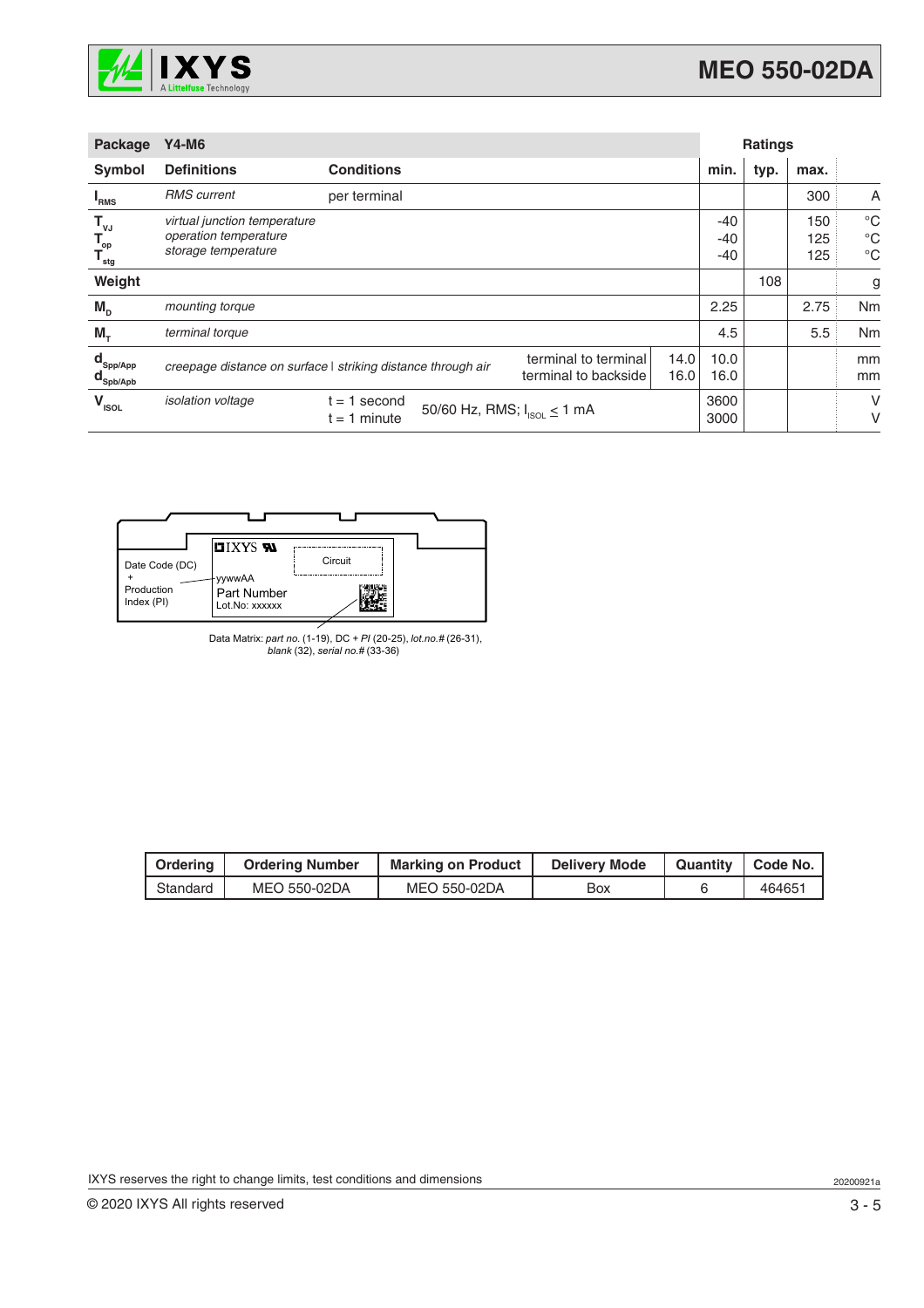| Package | Y4-M6 | | | | Ratings | | | |
|---|---|---|---|---|---|---|---|---|
| **Symbol** | **Definitions** | **Conditions** | | | **min.** | **typ.** | **max.** | |
| $I_{RMS}$ | *RMS current* | per terminal | | | | | 300 | A |
| $T_{VJ}$<br>$T_{op}$<br>$T_{stg}$ | *virtual junction temperature*<br>*operation temperature*<br>*storage temperature* | | | | -40<br>-40<br>-40 | | 150<br>125<br>125 | °C<br>°C<br>°C |
| **Weight** | | | | | | 108 | | g |
| $M_D$ | *mounting torque* | | | | 2.25 | | 2.75 | Nm |
| $M_T$ | *terminal torque* | | | | 4.5 | | 5.5 | Nm |
| $d_{Spp/App}$<br>$d_{Spb/Apb}$ | *creepage distance on surface* \| *striking distance through air* | | terminal to terminal<br>terminal to backside | 14.0<br>16.0 | 10.0<br>16.0 | | | mm<br>mm |
| $V_{ISOL}$ | *isolation voltage* | t = 1 second<br>t = 1 minute | 50/60 Hz, RMS; $I_{ISOL} \leq 1$ mA | | 3600<br>3000 | | | V<br>V |

Date Code (DC) + Production Index (PI)

IXYS

Circuit

yywwAA

Part Number

Lot.No: xxxxxx

Data Matrix: *part no.* (1-19), DC + *PI* (20-25), *lot.no.#* (26-31), *blank* (32), *serial no.#* (33-36)

| Ordering | Ordering Number | Marking on Product | Delivery Mode | Quantity | Code No. |
|---|---|---|---|---|---|
| Standard | MEO 550-02DA | MEO 550-02DA | Box | 6 | 464651 |

IXYS reserves the right to change limits, test conditions and dimensions

20200921a

© 2020 IXYS All rights reserved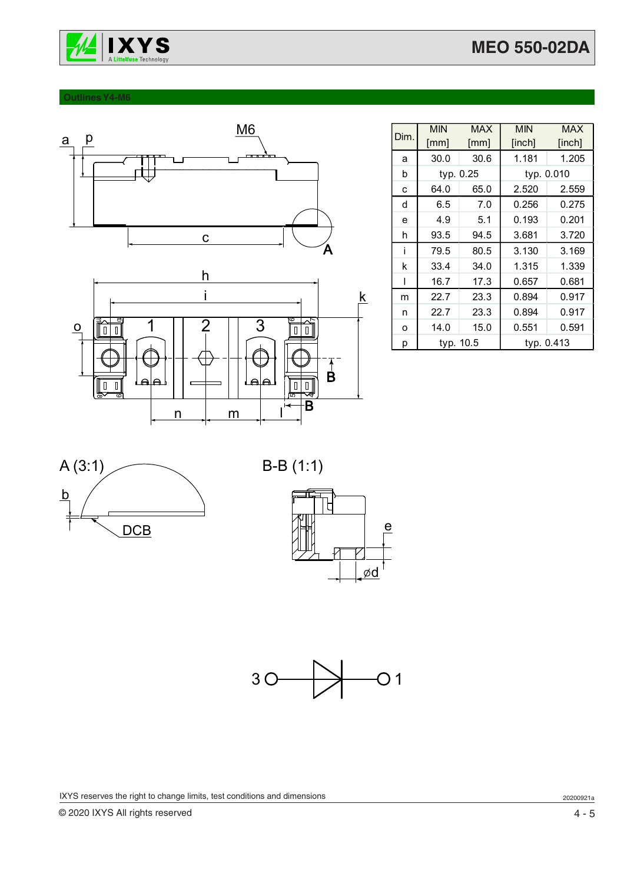## Outlines Y4-M6

| Dim. | MIN [mm] | MAX [mm] | MIN [inch] | MAX [inch] |
|---|---|---|---|---|
| a | 30.0 | 30.6 | 1.181 | 1.205 |
| b | typ. 0.25 | | typ. 0.010 | |
| c | 64.0 | 65.0 | 2.520 | 2.559 |
| d | 6.5 | 7.0 | 0.256 | 0.275 |
| e | 4.9 | 5.1 | 0.193 | 0.201 |
| h | 93.5 | 94.5 | 3.681 | 3.720 |
| i | 79.5 | 80.5 | 3.130 | 3.169 |
| k | 33.4 | 34.0 | 1.315 | 1.339 |
| l | 16.7 | 17.3 | 0.657 | 0.681 |
| m | 22.7 | 23.3 | 0.894 | 0.917 |
| n | 22.7 | 23.3 | 0.894 | 0.917 |
| o | 14.0 | 15.0 | 0.551 | 0.591 |
| p | typ. 10.5 | | typ. 0.413 | |

A (3:1)

B-B (1:1)

IXYS reserves the right to change limits, test conditions and dimensions

20200921a

© 2020 IXYS All rights reserved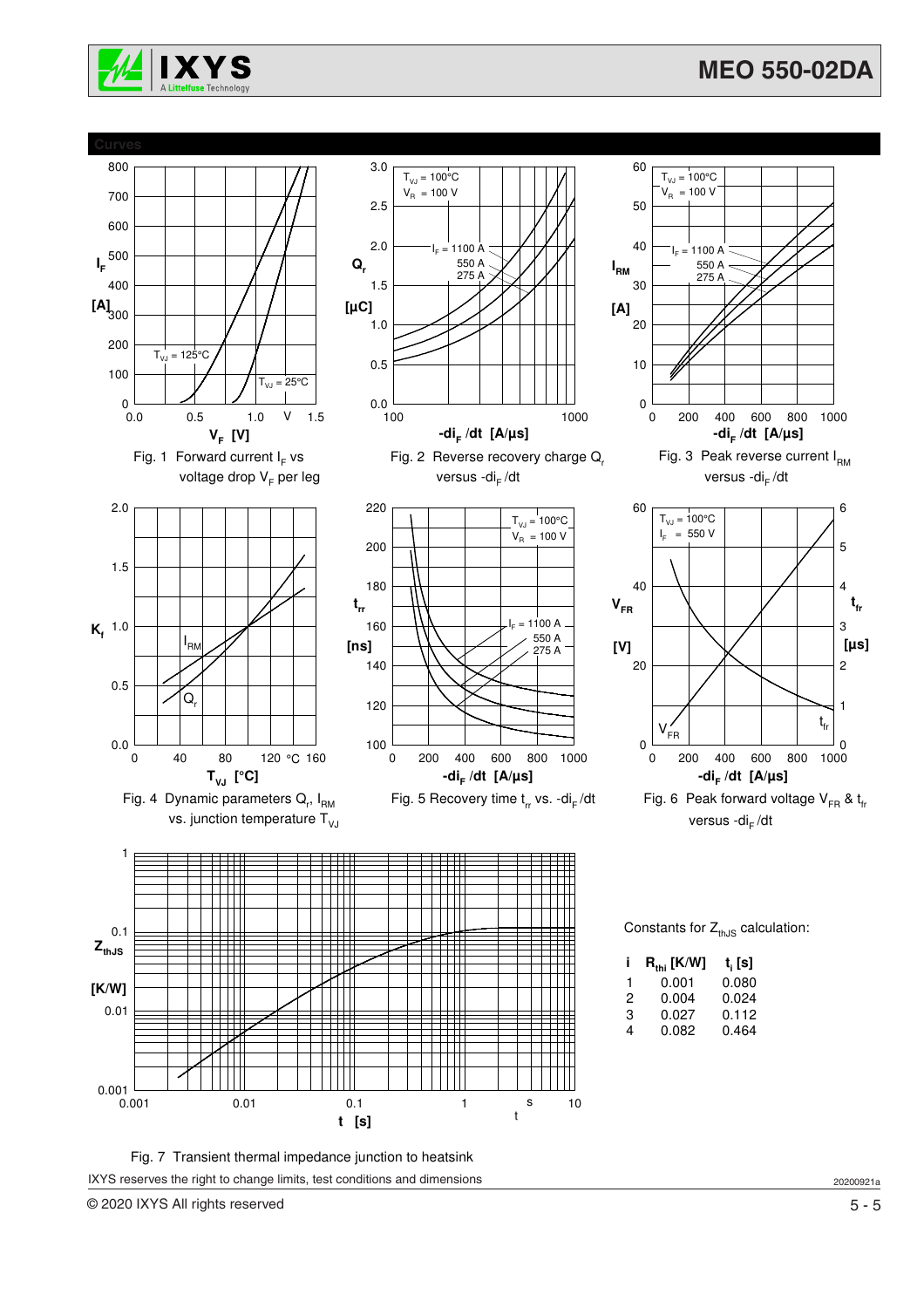## Curves

800
700
600
500
400
300
200
100
0

$I_F$

[A]

$T_{VJ}$ = 125°C

$T_{VJ}$ = 25°C

0.0 0.5 1.0 V 1.5

$V_F$ [V]

Fig. 1 Forward current $I_F$ vs voltage drop $V_F$ per leg

3.0
2.5
2.0
1.5
1.0
0.5
0.0

$Q_r$

[µC]

$T_{VJ}$ = 100°C
$V_R$ = 100 V

$I_F$ = 1100 A
550 A
275 A

100 1000

$-di_F/dt$ [A/µs]

Fig. 2 Reverse recovery charge $Q_r$ versus $-di_F/dt$

60
50
40
30
20
10
0

$I_{RM}$

[A]

$T_{VJ}$ = 100°C
$V_R$ = 100 V

$I_F$ = 1100 A
550 A
275 A

0 200 400 600 800 1000

$-di_F/dt$ [A/µs]

Fig. 3 Peak reverse current $I_{RM}$ versus $-di_F/dt$

2.0
1.5
1.0
0.5
0.0

$K_f$

$I_{RM}$

$Q_r$

0 40 80 120 °C 160

$T_{VJ}$ [°C]

Fig. 4 Dynamic parameters $Q_r$, $I_{RM}$ vs. junction temperature $T_{VJ}$

220
200
180
160
140
120
100

$t_{rr}$

[ns]

$T_{VJ}$ = 100°C
$V_R$ = 100 V

$I_F$ = 1100 A
550 A
275 A

0 200 400 600 800 1000

$-di_F/dt$ [A/µs]

Fig. 5 Recovery time $t_{rr}$ vs. $-di_F/dt$

60
40
20
0

$V_{FR}$

[V]

$T_{VJ}$ = 100°C
$I_F$ = 550 V

$V_{FR}$

$t_{fr}$

6
5
4
3
2
1
0

$t_{fr}$

[µs]

0 200 400 600 800 1000

$-di_F/dt$ [A/µs]

Fig. 6 Peak forward voltage $V_{FR}$ & $t_{fr}$ versus $-di_F/dt$

1
0.1
0.01
0.001

$Z_{thJS}$

[K/W]

0.001 0.01 0.1 1 s 10

t [s]

Fig. 7 Transient thermal impedance junction to heatsink

Constants for $Z_{thJS}$ calculation:

| i | $R_{thi}$ [K/W] | $t_i$ [s] |
|---|---|---|
| 1 | 0.001 | 0.080 |
| 2 | 0.004 | 0.024 |
| 3 | 0.027 | 0.112 |
| 4 | 0.082 | 0.464 |

IXYS reserves the right to change limits, test conditions and dimensions

© 2020 IXYS All rights reserved